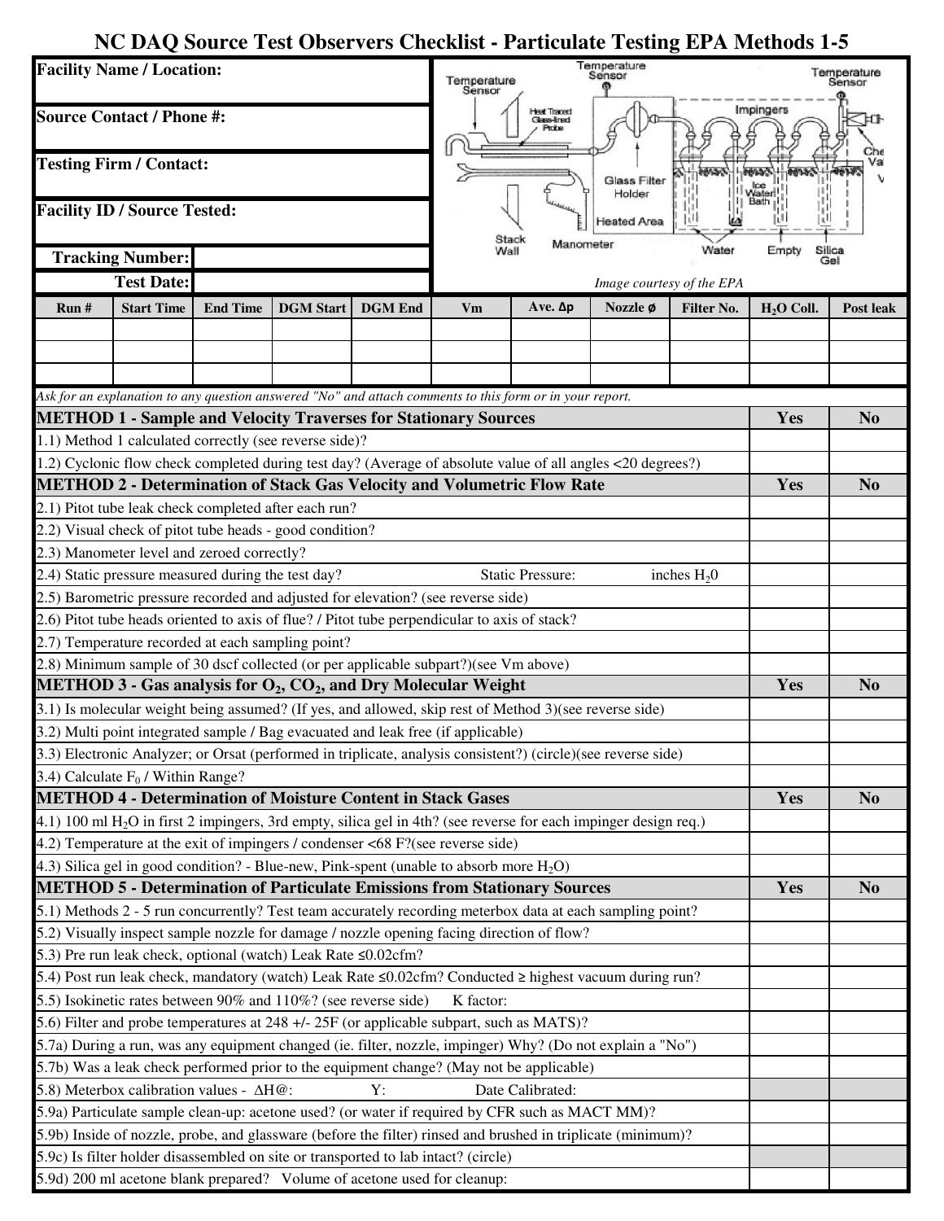# NC DAQ Source Test Observers Checklist - Particulate Testing EPA Methods 1-5

**Facility Name / Location:**

**Source Contact / Phone #:**

**Testing Firm / Contact:**

**Facility ID / Source Tested:**

**Tracking Number:**

**Test Date:**

*Image courtesy of the EPA*

| Run # | Start Time | End Time | DGM Start | DGM End | Vm | Ave. Δp | Nozzle ø | Filter No. | $H_2O$ Coll. | Post leak |
|---|---|---|---|---|---|---|---|---|---|---|
| | | | | | | | | | | |
| | | | | | | | | | | |
| | | | | | | | | | | |

*Ask for an explanation to any question answered "No" and attach comments to this form or in your report.*

| METHOD 1 - Sample and Velocity Traverses for Stationary Sources | Yes | No |
|---|---|---|
| 1.1) Method 1 calculated correctly (see reverse side)? | | |
| 1.2) Cyclonic flow check completed during test day? (Average of absolute value of all angles <20 degrees?) | | |
| **METHOD 2 - Determination of Stack Gas Velocity and Volumetric Flow Rate** | **Yes** | **No** |
| 2.1) Pitot tube leak check completed after each run? | | |
| 2.2) Visual check of pitot tube heads - good condition? | | |
| 2.3) Manometer level and zeroed correctly? | | |
| 2.4) Static pressure measured during the test day? Static Pressure: inches $H_2O$ | | |
| 2.5) Barometric pressure recorded and adjusted for elevation? (see reverse side) | | |
| 2.6) Pitot tube heads oriented to axis of flue? / Pitot tube perpendicular to axis of stack? | | |
| 2.7) Temperature recorded at each sampling point? | | |
| 2.8) Minimum sample of 30 dscf collected (or per applicable subpart?)(see Vm above) | | |
| **METHOD 3 - Gas analysis for $O_2$, $CO_2$, and Dry Molecular Weight** | **Yes** | **No** |
| 3.1) Is molecular weight being assumed? (If yes, and allowed, skip rest of Method 3)(see reverse side) | | |
| 3.2) Multi point integrated sample / Bag evacuated and leak free (if applicable) | | |
| 3.3) Electronic Analyzer; or Orsat (performed in triplicate, analysis consistent?) (circle)(see reverse side) | | |
| 3.4) Calculate $F_0$ / Within Range? | | |
| **METHOD 4 - Determination of Moisture Content in Stack Gases** | **Yes** | **No** |
| 4.1) 100 ml $H_2O$ in first 2 impingers, 3rd empty, silica gel in 4th? (see reverse for each impinger design req.) | | |
| 4.2) Temperature at the exit of impingers / condenser <68 F?(see reverse side) | | |
| 4.3) Silica gel in good condition? - Blue-new, Pink-spent (unable to absorb more $H_2O$) | | |
| **METHOD 5 - Determination of Particulate Emissions from Stationary Sources** | **Yes** | **No** |
| 5.1) Methods 2 - 5 run concurrently? Test team accurately recording meterbox data at each sampling point? | | |
| 5.2) Visually inspect sample nozzle for damage / nozzle opening facing direction of flow? | | |
| 5.3) Pre run leak check, optional (watch) Leak Rate ≤0.02cfm? | | |
| 5.4) Post run leak check, mandatory (watch) Leak Rate ≤0.02cfm? Conducted ≥ highest vacuum during run? | | |
| 5.5) Isokinetic rates between 90% and 110%? (see reverse side) K factor: | | |
| 5.6) Filter and probe temperatures at 248 +/- 25F (or applicable subpart, such as MATS)? | | |
| 5.7a) During a run, was any equipment changed (ie. filter, nozzle, impinger) Why? (Do not explain a "No") | | |
| 5.7b) Was a leak check performed prior to the equipment change? (May not be applicable) | | |
| 5.8) Meterbox calibration values - ΔH@: Y: Date Calibrated: | | |
| 5.9a) Particulate sample clean-up: acetone used? (or water if required by CFR such as MACT MM)? | | |
| 5.9b) Inside of nozzle, probe, and glassware (before the filter) rinsed and brushed in triplicate (minimum)? | | |
| 5.9c) Is filter holder disassembled on site or transported to lab intact? (circle) | | |
| 5.9d) 200 ml acetone blank prepared? Volume of acetone used for cleanup: | | |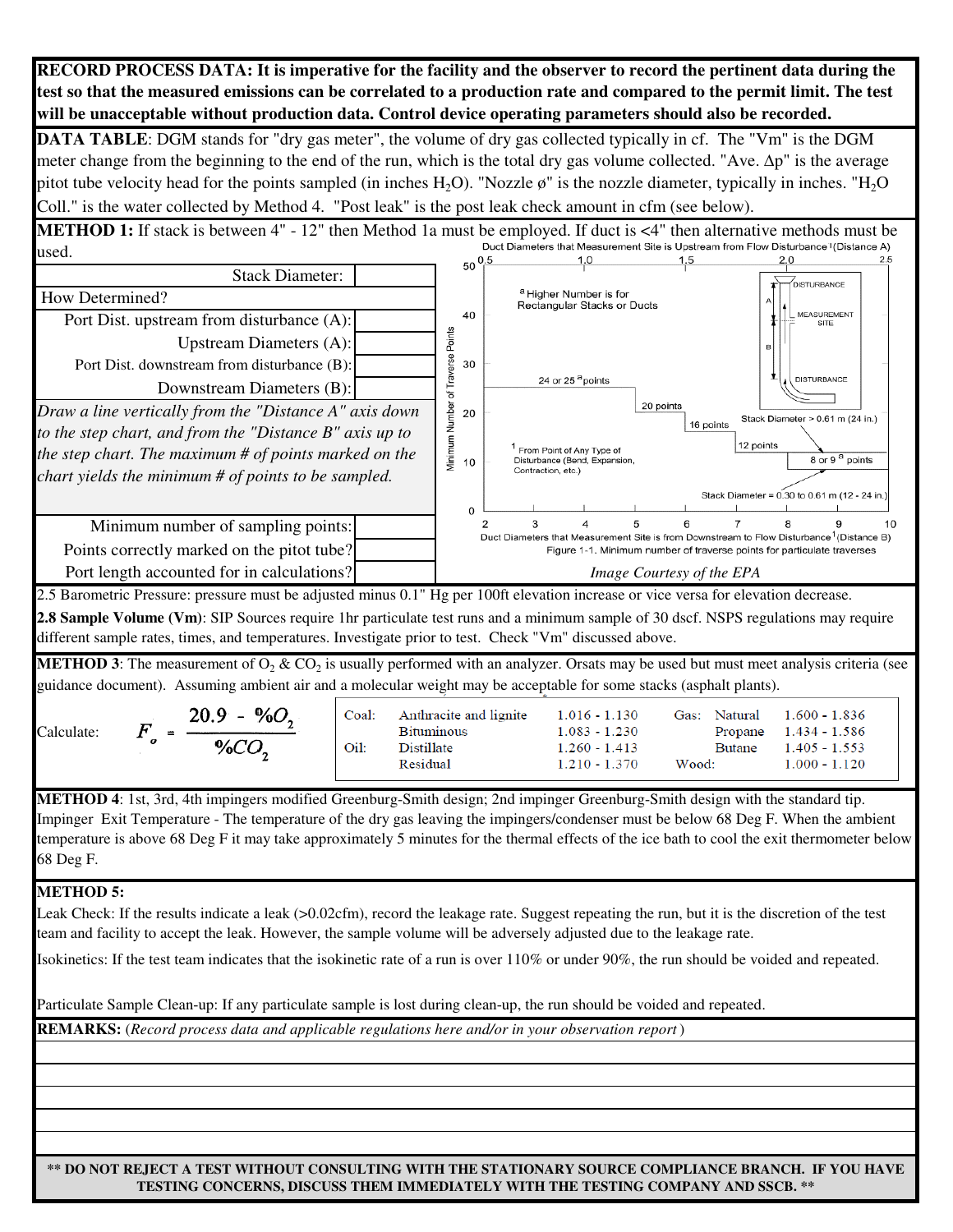**RECORD PROCESS DATA: It is imperative for the facility and the observer to record the pertinent data during the test so that the measured emissions can be correlated to a production rate and compared to the permit limit. The test will be unacceptable without production data. Control device operating parameters should also be recorded.**

**DATA TABLE**: DGM stands for "dry gas meter", the volume of dry gas collected typically in cf. The "Vm" is the DGM meter change from the beginning to the end of the run, which is the total dry gas volume collected. "Ave. Δp" is the average pitot tube velocity head for the points sampled (in inches $H_2O$). "Nozzle ø" is the nozzle diameter, typically in inches. "$H_2O$ Coll." is the water collected by Method 4. "Post leak" is the post leak check amount in cfm (see below).

**METHOD 1:** If stack is between 4" - 12" then Method 1a must be employed. If duct is <4" then alternative methods must be used.

| | |
|---|---|
| Stack Diameter: | |
| How Determined? | |
| Port Dist. upstream from disturbance (A): | |
| Upstream Diameters (A): | |
| Port Dist. downstream from disturbance (B): | |
| Downstream Diameters (B): | |

*Draw a line vertically from the "Distance A" axis down to the step chart, and from the "Distance B" axis up to the step chart. The maximum # of points marked on the chart yields the minimum # of points to be sampled.*

| | |
|---|---|
| Minimum number of sampling points: | |
| Points correctly marked on the pitot tube? | |
| Port length accounted for in calculations? | |

Duct Diameters that Measurement Site is Upstream from Flow Disturbance [1] (Distance A)

0.5 1.0 1.5 2.0 2.5

50 40 30 20 10 0

Minimum Number of Traverse Points

[a] Higher Number is for Rectangular Stacks or Ducts

24 or 25 [a] points

20 points

16 points

12 points

8 or 9 [a] points

Stack Diameter > 0.61 m (24 in.)

Stack Diameter = 0.30 to 0.61 m (12 - 24 in.)

[1] From Point of Any Type of Disturbance (Bend, Expansion, Contraction, etc.)

DISTURBANCE

MEASUREMENT SITE

DISTURBANCE

A

B

2 3 4 5 6 7 8 9 10

Duct Diameters that Measurement Site is from Downstream to Flow Disturbance [1] (Distance B)

Figure 1-1. Minimum number of traverse points for particulate traverses

*Image Courtesy of the EPA*

2.5 Barometric Pressure: pressure must be adjusted minus 0.1" Hg per 100ft elevation increase or vice versa for elevation decrease.

**2.8 Sample Volume (Vm)**: SIP Sources require 1hr particulate test runs and a minimum sample of 30 dscf. NSPS regulations may require different sample rates, times, and temperatures. Investigate prior to test. Check "Vm" discussed above.

**METHOD 3**: The measurement of $O_2$ & $CO_2$ is usually performed with an analyzer. Orsats may be used but must meet analysis criteria (see guidance document). Assuming ambient air and a molecular weight may be acceptable for some stacks (asphalt plants).

Calculate: $$F_o = \frac{20.9 - \%O_2}{\%CO_2}$$

| | | | | | |
|---|---|---|---|---|---|
| Coal: | Anthracite and lignite | 1.016 - 1.130 | Gas: | Natural | 1.600 - 1.836 |
| | Bituminous | 1.083 - 1.230 | | Propane | 1.434 - 1.586 |
| Oil: | Distillate | 1.260 - 1.413 | | Butane | 1.405 - 1.553 |
| | Residual | 1.210 - 1.370 | Wood: | | 1.000 - 1.120 |

**METHOD 4**: 1st, 3rd, 4th impingers modified Greenburg-Smith design; 2nd impinger Greenburg-Smith design with the standard tip. Impinger Exit Temperature - The temperature of the dry gas leaving the impingers/condenser must be below 68 Deg F. When the ambient temperature is above 68 Deg F it may take approximately 5 minutes for the thermal effects of the ice bath to cool the exit thermometer below 68 Deg F.

**METHOD 5:**

Leak Check: If the results indicate a leak (>0.02cfm), record the leakage rate. Suggest repeating the run, but it is the discretion of the test team and facility to accept the leak. However, the sample volume will be adversely adjusted due to the leakage rate.

Isokinetics: If the test team indicates that the isokinetic rate of a run is over 110% or under 90%, the run should be voided and repeated.

Particulate Sample Clean-up: If any particulate sample is lost during clean-up, the run should be voided and repeated.

**REMARKS:** (*Record process data and applicable regulations here and/or in your observation report* )

**\*\* DO NOT REJECT A TEST WITHOUT CONSULTING WITH THE STATIONARY SOURCE COMPLIANCE BRANCH. IF YOU HAVE TESTING CONCERNS, DISCUSS THEM IMMEDIATELY WITH THE TESTING COMPANY AND SSCB. \*\***